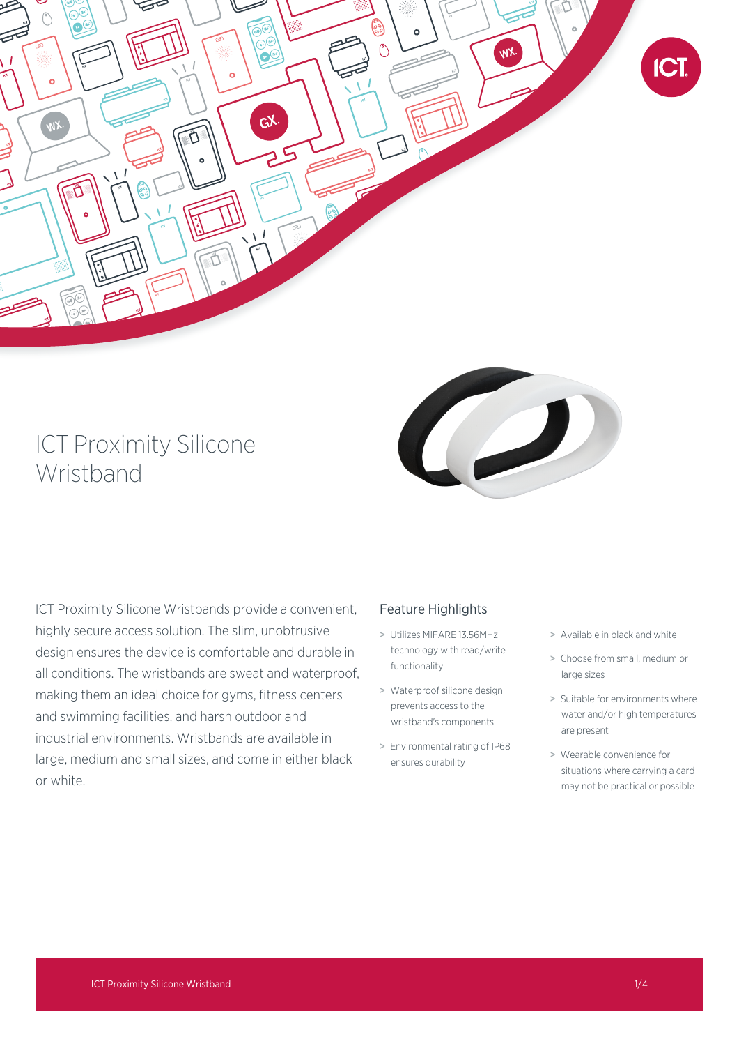# ICT Proximity Silicone Wristband

ICT Proximity Silicone Wristbands provide a convenient, highly secure access solution. The slim, unobtrusive design ensures the device is comfortable and durable in all conditions. The wristbands are sweat and waterproof, making them an ideal choice for gyms, fitness centers and swimming facilities, and harsh outdoor and industrial environments. Wristbands are available in large, medium and small sizes, and come in either black or white.

## Feature Highlights

- Utilizes MIFARE 13.56MHz technology with read/write functionality
- Waterproof silicone design prevents access to the wristband's components
- Environmental rating of IP68 ensures durability
- Available in black and white
- Choose from small, medium or large sizes
- Suitable for environments where water and/or high temperatures are present
- Wearable convenience for situations where carrying a card may not be practical or possible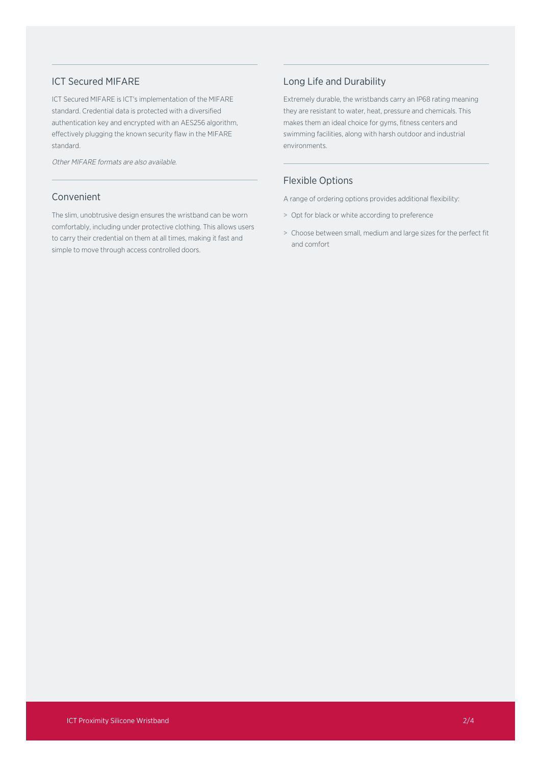## ICT Secured MIFARE

ICT Secured MIFARE is ICT's implementation of the MIFARE standard. Credential data is protected with a diversified authentication key and encrypted with an AES256 algorithm, effectively plugging the known security flaw in the MIFARE standard.

*Other MIFARE formats are also available.*

## Convenient

The slim, unobtrusive design ensures the wristband can be worn comfortably, including under protective clothing. This allows users to carry their credential on them at all times, making it fast and simple to move through access controlled doors.

## Long Life and Durability

Extremely durable, the wristbands carry an IP68 rating meaning they are resistant to water, heat, pressure and chemicals. This makes them an ideal choice for gyms, fitness centers and swimming facilities, along with harsh outdoor and industrial environments.

## Flexible Options

A range of ordering options provides additional flexibility:

> Opt for black or white according to preference

> Choose between small, medium and large sizes for the perfect fit and comfort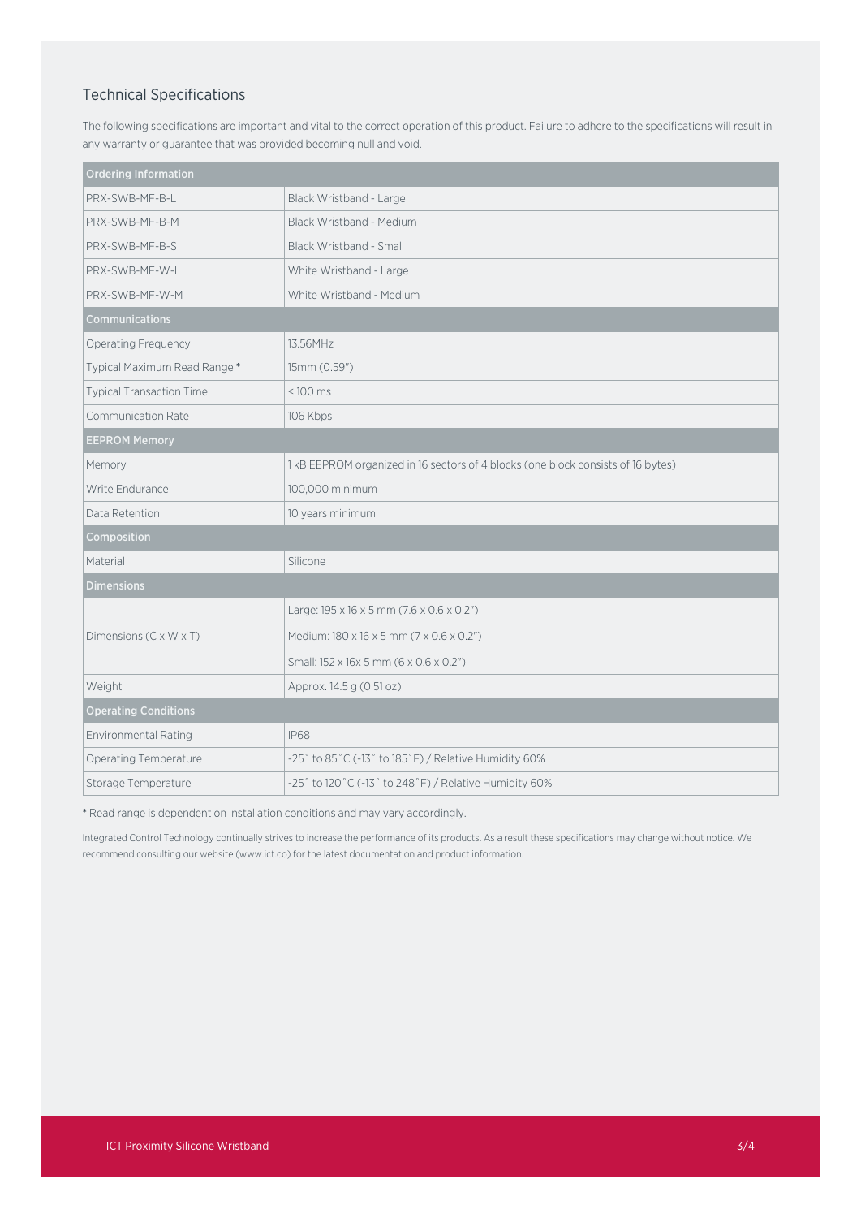## Technical Specifications

The following specifications are important and vital to the correct operation of this product. Failure to adhere to the specifications will result in any warranty or guarantee that was provided becoming null and void.

| Ordering Information | |
|---|---|
| PRX-SWB-MF-B-L | Black Wristband - Large |
| PRX-SWB-MF-B-M | Black Wristband - Medium |
| PRX-SWB-MF-B-S | Black Wristband - Small |
| PRX-SWB-MF-W-L | White Wristband - Large |
| PRX-SWB-MF-W-M | White Wristband - Medium |
| **Communications** | |
| Operating Frequency | 13.56MHz |
| Typical Maximum Read Range * | 15mm (0.59") |
| Typical Transaction Time | < 100 ms |
| Communication Rate | 106 Kbps |
| **EEPROM Memory** | |
| Memory | 1 kB EEPROM organized in 16 sectors of 4 blocks (one block consists of 16 bytes) |
| Write Endurance | 100,000 minimum |
| Data Retention | 10 years minimum |
| **Composition** | |
| Material | Silicone |
| **Dimensions** | |
| Dimensions (C x W x T) | Large: 195 x 16 x 5 mm (7.6 x 0.6 x 0.2")<br>Medium: 180 x 16 x 5 mm (7 x 0.6 x 0.2")<br>Small: 152 x 16x 5 mm (6 x 0.6 x 0.2") |
| Weight | Approx. 14.5 g (0.51 oz) |
| **Operating Conditions** | |
| Environmental Rating | IP68 |
| Operating Temperature | -25˚ to 85˚C (-13˚ to 185˚F) / Relative Humidity 60% |
| Storage Temperature | -25˚ to 120˚C (-13˚ to 248˚F) / Relative Humidity 60% |

* Read range is dependent on installation conditions and may vary accordingly.

Integrated Control Technology continually strives to increase the performance of its products. As a result these specifications may change without notice. We recommend consulting our website (www.ict.co) for the latest documentation and product information.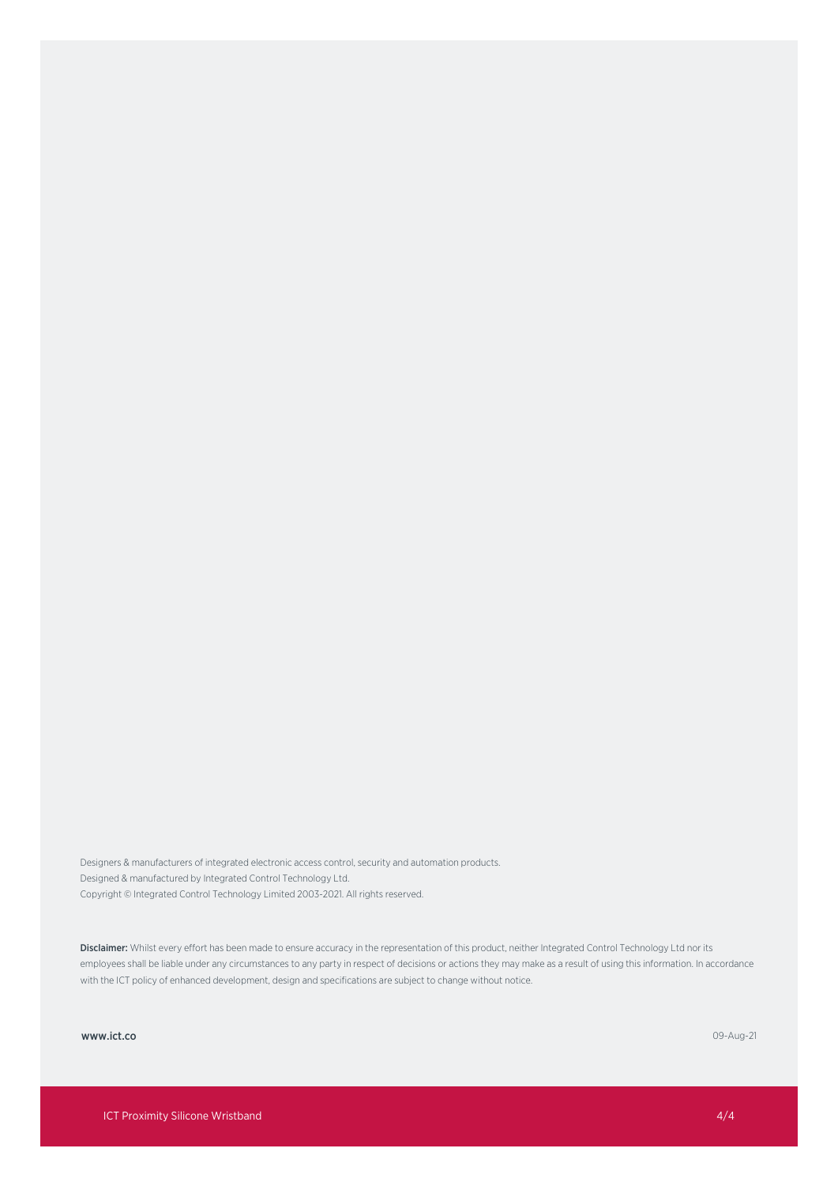Designers & manufacturers of integrated electronic access control, security and automation products.
Designed & manufactured by Integrated Control Technology Ltd.
Copyright © Integrated Control Technology Limited 2003-2021. All rights reserved.

**Disclaimer:** Whilst every effort has been made to ensure accuracy in the representation of this product, neither Integrated Control Technology Ltd nor its employees shall be liable under any circumstances to any party in respect of decisions or actions they may make as a result of using this information. In accordance with the ICT policy of enhanced development, design and specifications are subject to change without notice.

**www.ict.co**

09-Aug-21